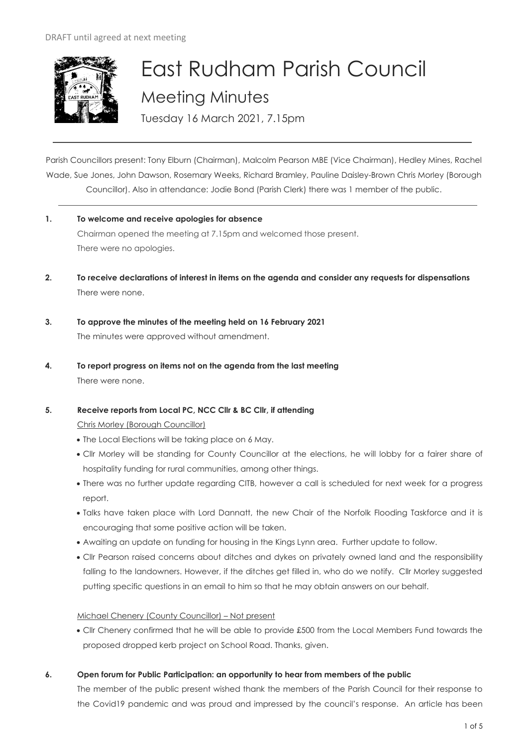DRAFT until agreed at next meeting

# East Rudham Parish Council

## Meeting Minutes

Tuesday 16 March 2021, 7.15pm

Parish Councillors present: Tony Elburn (Chairman), Malcolm Pearson MBE (Vice Chairman), Hedley Mines, Rachel Wade, Sue Jones, John Dawson, Rosemary Weeks, Richard Bramley, Pauline Daisley-Brown Chris Morley (Borough Councillor). Also in attendance: Jodie Bond (Parish Clerk) there was 1 member of the public.

**1. To welcome and receive apologies for absence**

Chairman opened the meeting at 7.15pm and welcomed those present.
There were no apologies.

**2. To receive declarations of interest in items on the agenda and consider any requests for dispensations**

There were none.

**3. To approve the minutes of the meeting held on 16 February 2021**

The minutes were approved without amendment.

**4. To report progress on items not on the agenda from the last meeting**

There were none.

**5. Receive reports from Local PC, NCC Cllr & BC Cllr, if attending**

Chris Morley (Borough Councillor)

- The Local Elections will be taking place on 6 May.
- Cllr Morley will be standing for County Councillor at the elections, he will lobby for a fairer share of hospitality funding for rural communities, among other things.
- There was no further update regarding CITB, however a call is scheduled for next week for a progress report.
- Talks have taken place with Lord Dannatt, the new Chair of the Norfolk Flooding Taskforce and it is encouraging that some positive action will be taken.
- Awaiting an update on funding for housing in the Kings Lynn area. Further update to follow.
- Cllr Pearson raised concerns about ditches and dykes on privately owned land and the responsibility falling to the landowners. However, if the ditches get filled in, who do we notify. Cllr Morley suggested putting specific questions in an email to him so that he may obtain answers on our behalf.

Michael Chenery (County Councillor) – Not present

- Cllr Chenery confirmed that he will be able to provide £500 from the Local Members Fund towards the proposed dropped kerb project on School Road. Thanks, given.

**6. Open forum for Public Participation: an opportunity to hear from members of the public**

The member of the public present wished thank the members of the Parish Council for their response to the Covid19 pandemic and was proud and impressed by the council's response. An article has been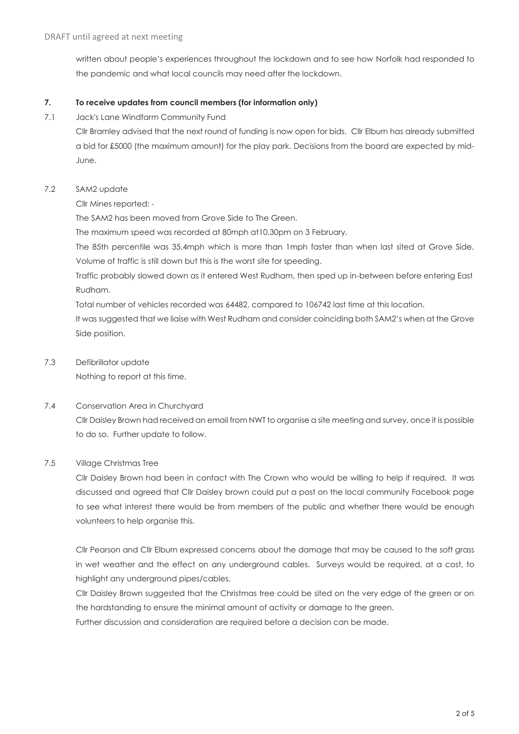written about people's experiences throughout the lockdown and to see how Norfolk had responded to the pandemic and what local councils may need after the lockdown.

**7. To receive updates from council members (for information only)**

7.1 Jack's Lane Windfarm Community Fund

Cllr Bramley advised that the next round of funding is now open for bids. Cllr Elburn has already submitted a bid for £5000 (the maximum amount) for the play park. Decisions from the board are expected by mid-June.

7.2 SAM2 update

Cllr Mines reported: -

The SAM2 has been moved from Grove Side to The Green.

The maximum speed was recorded at 80mph at10.30pm on 3 February.

The 85th percentile was 35.4mph which is more than 1mph faster than when last sited at Grove Side. Volume of traffic is still down but this is the worst site for speeding.

Traffic probably slowed down as it entered West Rudham, then sped up in-between before entering East Rudham.

Total number of vehicles recorded was 64482, compared to 106742 last time at this location.

It was suggested that we liaise with West Rudham and consider coinciding both SAM2's when at the Grove Side position.

7.3 Defibrillator update

Nothing to report at this time.

7.4 Conservation Area in Churchyard

Cllr Daisley Brown had received an email from NWT to organise a site meeting and survey, once it is possible to do so. Further update to follow.

7.5 Village Christmas Tree

Cllr Daisley Brown had been in contact with The Crown who would be willing to help if required. It was discussed and agreed that Cllr Daisley brown could put a post on the local community Facebook page to see what interest there would be from members of the public and whether there would be enough volunteers to help organise this.

Cllr Pearson and Cllr Elburn expressed concerns about the damage that may be caused to the soft grass in wet weather and the effect on any underground cables. Surveys would be required, at a cost, to highlight any underground pipes/cables.

Cllr Daisley Brown suggested that the Christmas tree could be sited on the very edge of the green or on the hardstanding to ensure the minimal amount of activity or damage to the green.

Further discussion and consideration are required before a decision can be made.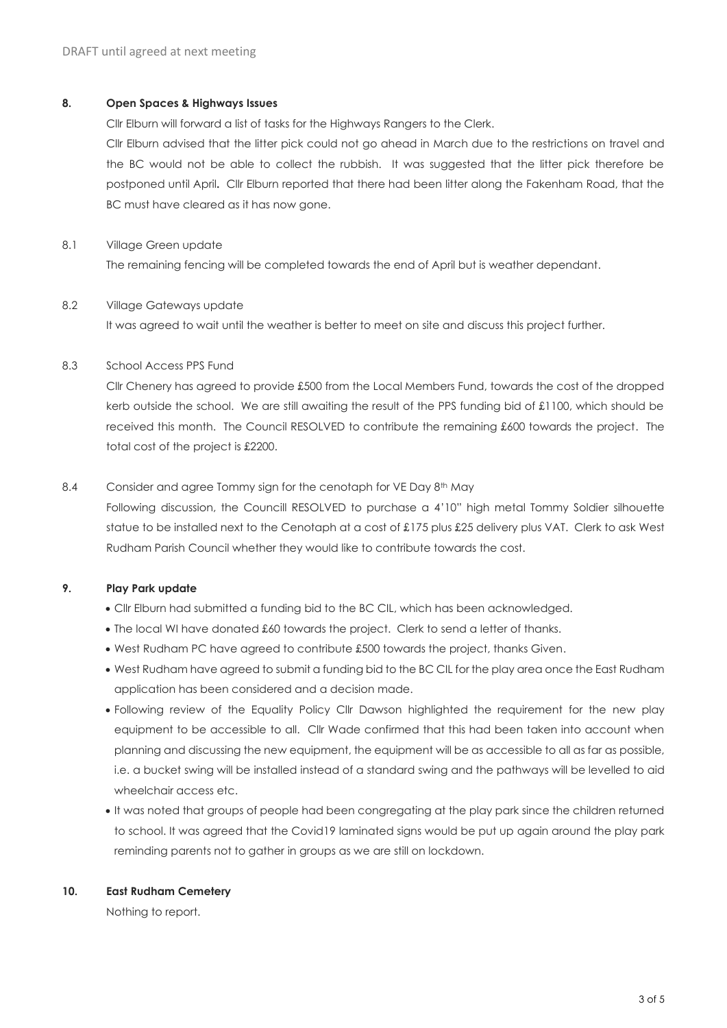DRAFT until agreed at next meeting

**8. Open Spaces & Highways Issues**

Cllr Elburn will forward a list of tasks for the Highways Rangers to the Clerk.

Cllr Elburn advised that the litter pick could not go ahead in March due to the restrictions on travel and the BC would not be able to collect the rubbish. It was suggested that the litter pick therefore be postponed until April**.** Cllr Elburn reported that there had been litter along the Fakenham Road, that the BC must have cleared as it has now gone.

8.1 Village Green update

The remaining fencing will be completed towards the end of April but is weather dependant.

8.2 Village Gateways update

It was agreed to wait until the weather is better to meet on site and discuss this project further.

8.3 School Access PPS Fund

Cllr Chenery has agreed to provide £500 from the Local Members Fund, towards the cost of the dropped kerb outside the school. We are still awaiting the result of the PPS funding bid of £1100, which should be received this month. The Council RESOLVED to contribute the remaining £600 towards the project. The total cost of the project is £2200.

8.4 Consider and agree Tommy sign for the cenotaph for VE Day 8th May

Following discussion, the Councill RESOLVED to purchase a 4'10" high metal Tommy Soldier silhouette statue to be installed next to the Cenotaph at a cost of £175 plus £25 delivery plus VAT. Clerk to ask West Rudham Parish Council whether they would like to contribute towards the cost.

**9. Play Park update**

- Cllr Elburn had submitted a funding bid to the BC CIL, which has been acknowledged.
- The local WI have donated £60 towards the project. Clerk to send a letter of thanks.
- West Rudham PC have agreed to contribute £500 towards the project, thanks Given.
- West Rudham have agreed to submit a funding bid to the BC CIL for the play area once the East Rudham application has been considered and a decision made.
- Following review of the Equality Policy Cllr Dawson highlighted the requirement for the new play equipment to be accessible to all. Cllr Wade confirmed that this had been taken into account when planning and discussing the new equipment, the equipment will be as accessible to all as far as possible, i.e. a bucket swing will be installed instead of a standard swing and the pathways will be levelled to aid wheelchair access etc.
- It was noted that groups of people had been congregating at the play park since the children returned to school. It was agreed that the Covid19 laminated signs would be put up again around the play park reminding parents not to gather in groups as we are still on lockdown.

**10. East Rudham Cemetery**

Nothing to report.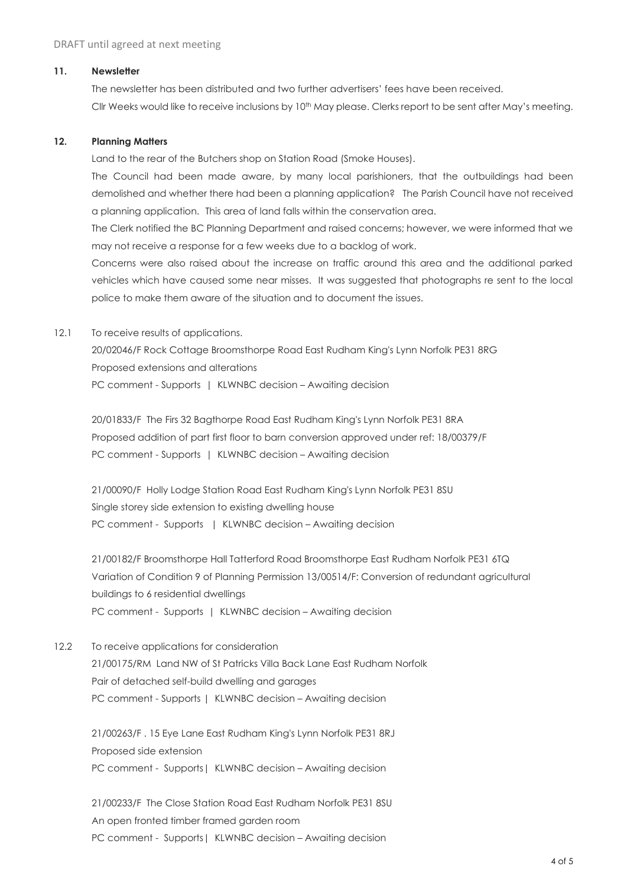DRAFT until agreed at next meeting

**11. Newsletter**

The newsletter has been distributed and two further advertisers' fees have been received.

Cllr Weeks would like to receive inclusions by 10th May please. Clerks report to be sent after May's meeting.

**12. Planning Matters**

Land to the rear of the Butchers shop on Station Road (Smoke Houses).

The Council had been made aware, by many local parishioners, that the outbuildings had been demolished and whether there had been a planning application? The Parish Council have not received a planning application. This area of land falls within the conservation area.

The Clerk notified the BC Planning Department and raised concerns; however, we were informed that we may not receive a response for a few weeks due to a backlog of work.

Concerns were also raised about the increase on traffic around this area and the additional parked vehicles which have caused some near misses. It was suggested that photographs re sent to the local police to make them aware of the situation and to document the issues.

12.1 To receive results of applications.

20/02046/F Rock Cottage Broomsthorpe Road East Rudham King's Lynn Norfolk PE31 8RG
Proposed extensions and alterations
PC comment - Supports | KLWNBC decision – Awaiting decision

20/01833/F The Firs 32 Bagthorpe Road East Rudham King's Lynn Norfolk PE31 8RA
Proposed addition of part first floor to barn conversion approved under ref: 18/00379/F
PC comment - Supports | KLWNBC decision – Awaiting decision

21/00090/F Holly Lodge Station Road East Rudham King's Lynn Norfolk PE31 8SU
Single storey side extension to existing dwelling house
PC comment - Supports | KLWNBC decision – Awaiting decision

21/00182/F Broomsthorpe Hall Tatterford Road Broomsthorpe East Rudham Norfolk PE31 6TQ
Variation of Condition 9 of Planning Permission 13/00514/F: Conversion of redundant agricultural buildings to 6 residential dwellings
PC comment - Supports | KLWNBC decision – Awaiting decision

12.2 To receive applications for consideration

21/00175/RM Land NW of St Patricks Villa Back Lane East Rudham Norfolk
Pair of detached self-build dwelling and garages
PC comment - Supports | KLWNBC decision – Awaiting decision

21/00263/F . 15 Eye Lane East Rudham King's Lynn Norfolk PE31 8RJ
Proposed side extension
PC comment - Supports | KLWNBC decision – Awaiting decision

21/00233/F The Close Station Road East Rudham Norfolk PE31 8SU
An open fronted timber framed garden room
PC comment - Supports | KLWNBC decision – Awaiting decision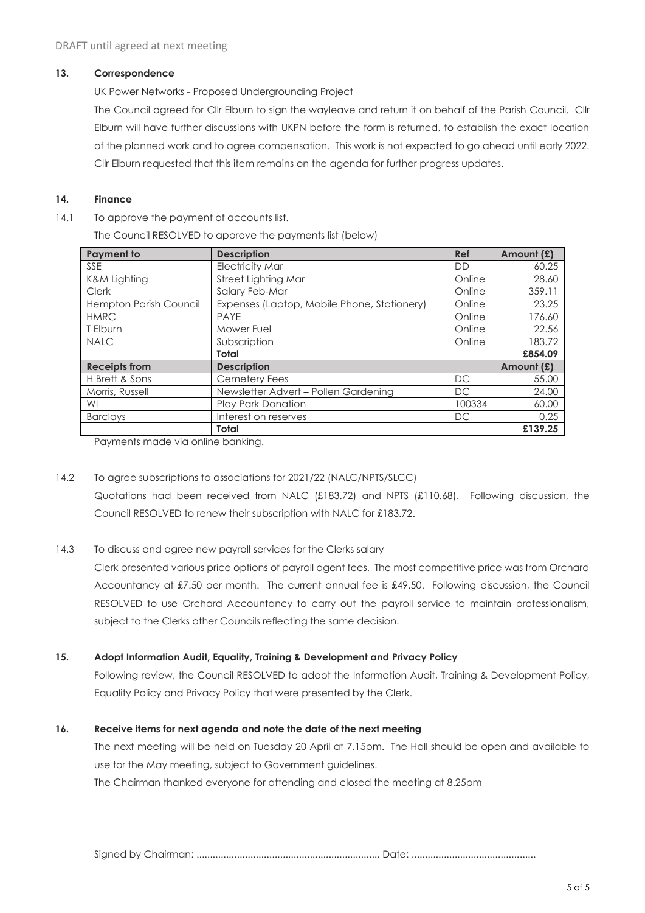DRAFT until agreed at next meeting

## 13. Correspondence

UK Power Networks - Proposed Undergrounding Project

The Council agreed for Cllr Elburn to sign the wayleave and return it on behalf of the Parish Council. Cllr Elburn will have further discussions with UKPN before the form is returned, to establish the exact location of the planned work and to agree compensation. This work is not expected to go ahead until early 2022. Cllr Elburn requested that this item remains on the agenda for further progress updates.

## 14. Finance

14.1 To approve the payment of accounts list.

The Council RESOLVED to approve the payments list (below)

| Payment to | Description | Ref | Amount (£) |
|---|---|---|---|
| SSE | Electricity Mar | DD | 60.25 |
| K&M Lighting | Street Lighting Mar | Online | 28.60 |
| Clerk | Salary Feb-Mar | Online | 359.11 |
| Hempton Parish Council | Expenses (Laptop, Mobile Phone, Stationery) | Online | 23.25 |
| HMRC | PAYE | Online | 176.60 |
| T Elburn | Mower Fuel | Online | 22.56 |
| NALC | Subscription | Online | 183.72 |
| | **Total** | | **£854.09** |
| **Receipts from** | **Description** | | **Amount (£)** |
| H Brett & Sons | Cemetery Fees | DC | 55.00 |
| Morris, Russell | Newsletter Advert – Pollen Gardening | DC | 24.00 |
| WI | Play Park Donation | 100334 | 60.00 |
| Barclays | Interest on reserves | DC | 0.25 |
| | **Total** | | **£139.25** |

Payments made via online banking.

14.2 To agree subscriptions to associations for 2021/22 (NALC/NPTS/SLCC)

Quotations had been received from NALC (£183.72) and NPTS (£110.68). Following discussion, the Council RESOLVED to renew their subscription with NALC for £183.72.

14.3 To discuss and agree new payroll services for the Clerks salary

Clerk presented various price options of payroll agent fees. The most competitive price was from Orchard Accountancy at £7.50 per month. The current annual fee is £49.50. Following discussion, the Council RESOLVED to use Orchard Accountancy to carry out the payroll service to maintain professionalism, subject to the Clerks other Councils reflecting the same decision.

## 15. Adopt Information Audit, Equality, Training & Development and Privacy Policy

Following review, the Council RESOLVED to adopt the Information Audit, Training & Development Policy, Equality Policy and Privacy Policy that were presented by the Clerk.

## 16. Receive items for next agenda and note the date of the next meeting

The next meeting will be held on Tuesday 20 April at 7.15pm. The Hall should be open and available to use for the May meeting, subject to Government guidelines.

The Chairman thanked everyone for attending and closed the meeting at 8.25pm

Signed by Chairman: .................................................................... Date: .............................................